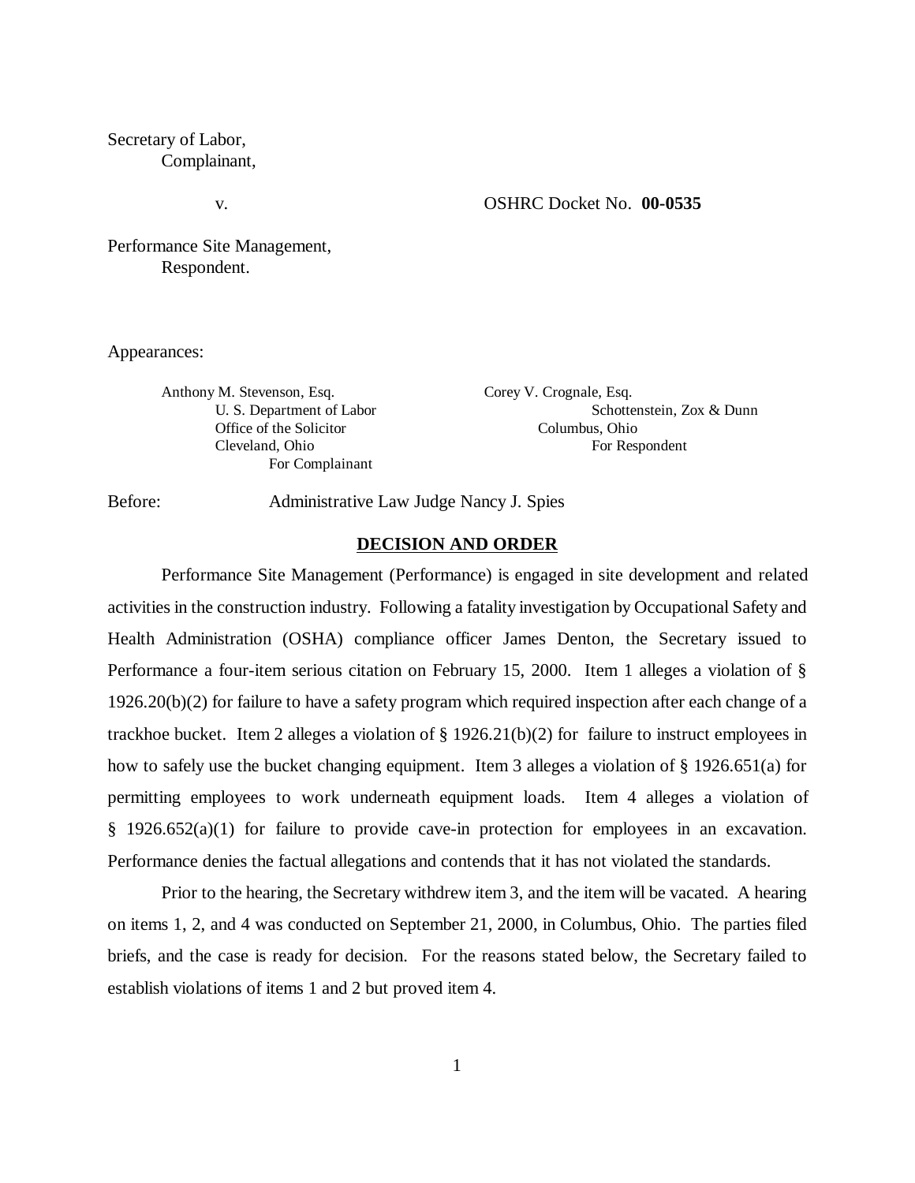Secretary of Labor,
Complainant,

v.

OSHRC Docket No. **00-0535**

Performance Site Management,
Respondent.

Appearances:

Anthony M. Stevenson, Esq.
U. S. Department of Labor
Office of the Solicitor
Cleveland, Ohio
For Complainant

Corey V. Crognale, Esq.
Schottenstein, Zox & Dunn
Columbus, Ohio
For Respondent

Before: Administrative Law Judge Nancy J. Spies

## DECISION AND ORDER

Performance Site Management (Performance) is engaged in site development and related activities in the construction industry. Following a fatality investigation by Occupational Safety and Health Administration (OSHA) compliance officer James Denton, the Secretary issued to Performance a four-item serious citation on February 15, 2000. Item 1 alleges a violation of § 1926.20(b)(2) for failure to have a safety program which required inspection after each change of a trackhoe bucket. Item 2 alleges a violation of § 1926.21(b)(2) for failure to instruct employees in how to safely use the bucket changing equipment. Item 3 alleges a violation of § 1926.651(a) for permitting employees to work underneath equipment loads. Item 4 alleges a violation of § 1926.652(a)(1) for failure to provide cave-in protection for employees in an excavation. Performance denies the factual allegations and contends that it has not violated the standards.

Prior to the hearing, the Secretary withdrew item 3, and the item will be vacated. A hearing on items 1, 2, and 4 was conducted on September 21, 2000, in Columbus, Ohio. The parties filed briefs, and the case is ready for decision. For the reasons stated below, the Secretary failed to establish violations of items 1 and 2 but proved item 4.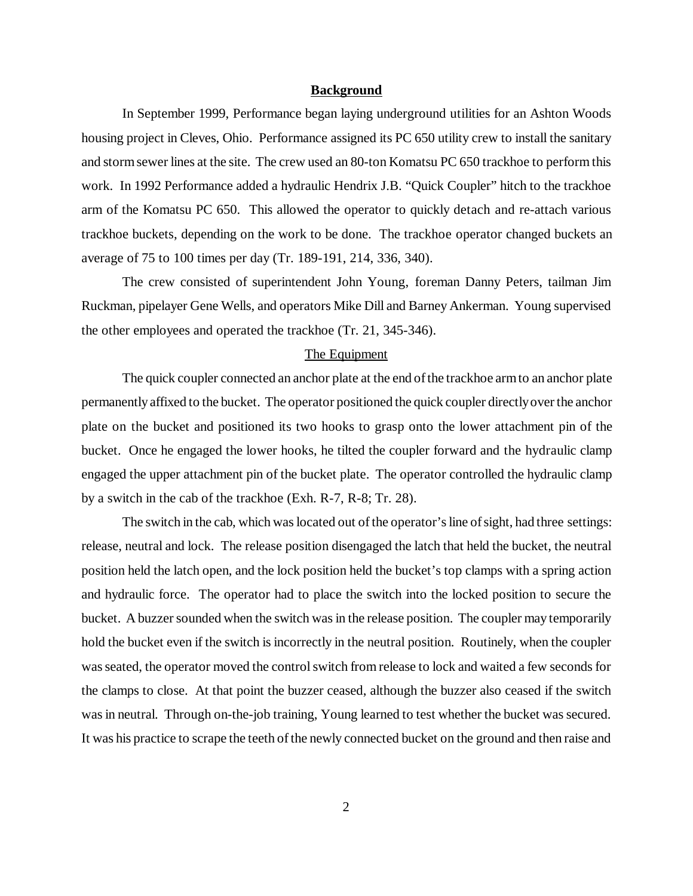## Background

In September 1999, Performance began laying underground utilities for an Ashton Woods housing project in Cleves, Ohio. Performance assigned its PC 650 utility crew to install the sanitary and storm sewer lines at the site. The crew used an 80-ton Komatsu PC 650 trackhoe to perform this work. In 1992 Performance added a hydraulic Hendrix J.B. "Quick Coupler" hitch to the trackhoe arm of the Komatsu PC 650. This allowed the operator to quickly detach and re-attach various trackhoe buckets, depending on the work to be done. The trackhoe operator changed buckets an average of 75 to 100 times per day (Tr. 189-191, 214, 336, 340).

The crew consisted of superintendent John Young, foreman Danny Peters, tailman Jim Ruckman, pipelayer Gene Wells, and operators Mike Dill and Barney Ankerman. Young supervised the other employees and operated the trackhoe (Tr. 21, 345-346).

### The Equipment

The quick coupler connected an anchor plate at the end of the trackhoe arm to an anchor plate permanently affixed to the bucket. The operator positioned the quick coupler directly over the anchor plate on the bucket and positioned its two hooks to grasp onto the lower attachment pin of the bucket. Once he engaged the lower hooks, he tilted the coupler forward and the hydraulic clamp engaged the upper attachment pin of the bucket plate. The operator controlled the hydraulic clamp by a switch in the cab of the trackhoe (Exh. R-7, R-8; Tr. 28).

The switch in the cab, which was located out of the operator's line of sight, had three settings: release, neutral and lock. The release position disengaged the latch that held the bucket, the neutral position held the latch open, and the lock position held the bucket's top clamps with a spring action and hydraulic force. The operator had to place the switch into the locked position to secure the bucket. A buzzer sounded when the switch was in the release position. The coupler may temporarily hold the bucket even if the switch is incorrectly in the neutral position. Routinely, when the coupler was seated, the operator moved the control switch from release to lock and waited a few seconds for the clamps to close. At that point the buzzer ceased, although the buzzer also ceased if the switch was in neutral. Through on-the-job training, Young learned to test whether the bucket was secured. It was his practice to scrape the teeth of the newly connected bucket on the ground and then raise and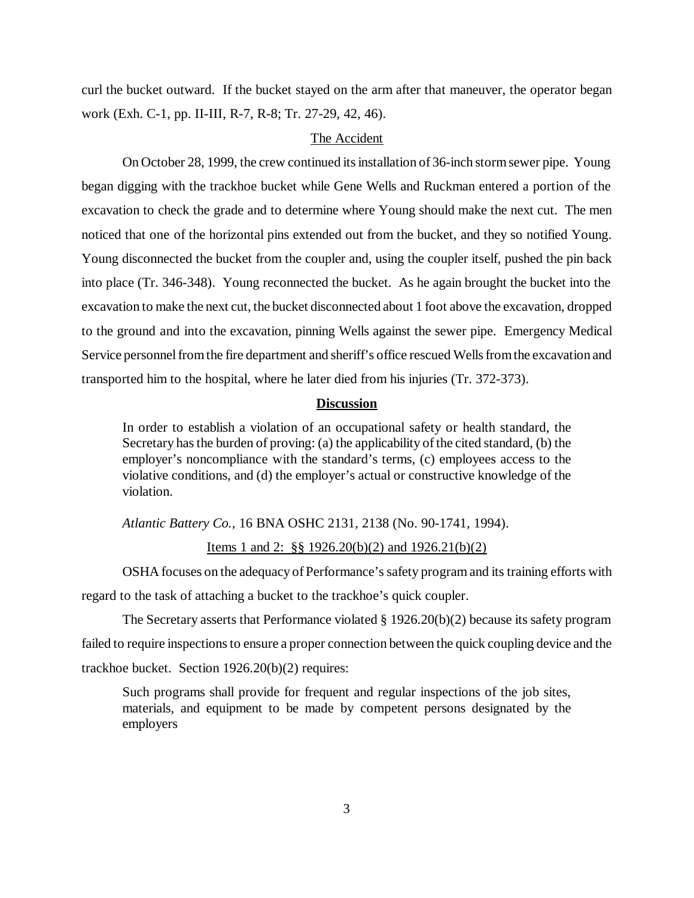curl the bucket outward. If the bucket stayed on the arm after that maneuver, the operator began work (Exh. C-1, pp. II-III, R-7, R-8; Tr. 27-29, 42, 46).

The Accident

On October 28, 1999, the crew continued its installation of 36-inch storm sewer pipe. Young began digging with the trackhoe bucket while Gene Wells and Ruckman entered a portion of the excavation to check the grade and to determine where Young should make the next cut. The men noticed that one of the horizontal pins extended out from the bucket, and they so notified Young. Young disconnected the bucket from the coupler and, using the coupler itself, pushed the pin back into place (Tr. 346-348). Young reconnected the bucket. As he again brought the bucket into the excavation to make the next cut, the bucket disconnected about 1 foot above the excavation, dropped to the ground and into the excavation, pinning Wells against the sewer pipe. Emergency Medical Service personnel from the fire department and sheriff's office rescued Wells from the excavation and transported him to the hospital, where he later died from his injuries (Tr. 372-373).

## Discussion

> In order to establish a violation of an occupational safety or health standard, the Secretary has the burden of proving: (a) the applicability of the cited standard, (b) the employer's noncompliance with the standard's terms, (c) employees access to the violative conditions, and (d) the employer's actual or constructive knowledge of the violation.
>
> *Atlantic Battery Co.*, 16 BNA OSHC 2131, 2138 (No. 90-1741, 1994).

Items 1 and 2: §§ 1926.20(b)(2) and 1926.21(b)(2)

OSHA focuses on the adequacy of Performance's safety program and its training efforts with regard to the task of attaching a bucket to the trackhoe's quick coupler.

The Secretary asserts that Performance violated § 1926.20(b)(2) because its safety program failed to require inspections to ensure a proper connection between the quick coupling device and the trackhoe bucket. Section 1926.20(b)(2) requires:

> Such programs shall provide for frequent and regular inspections of the job sites, materials, and equipment to be made by competent persons designated by the employers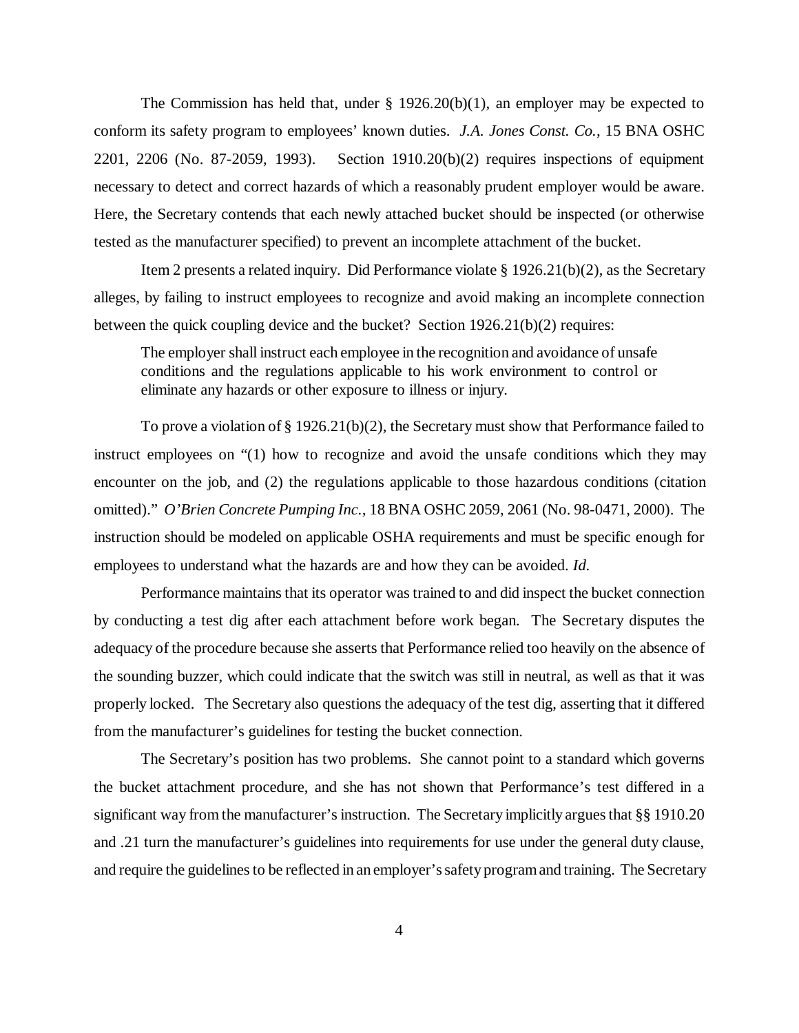The Commission has held that, under § 1926.20(b)(1), an employer may be expected to conform its safety program to employees' known duties. *J.A. Jones Const. Co.*, 15 BNA OSHC 2201, 2206 (No. 87-2059, 1993). Section 1910.20(b)(2) requires inspections of equipment necessary to detect and correct hazards of which a reasonably prudent employer would be aware. Here, the Secretary contends that each newly attached bucket should be inspected (or otherwise tested as the manufacturer specified) to prevent an incomplete attachment of the bucket.

Item 2 presents a related inquiry. Did Performance violate § 1926.21(b)(2), as the Secretary alleges, by failing to instruct employees to recognize and avoid making an incomplete connection between the quick coupling device and the bucket? Section 1926.21(b)(2) requires:

> The employer shall instruct each employee in the recognition and avoidance of unsafe conditions and the regulations applicable to his work environment to control or eliminate any hazards or other exposure to illness or injury.

To prove a violation of § 1926.21(b)(2), the Secretary must show that Performance failed to instruct employees on "(1) how to recognize and avoid the unsafe conditions which they may encounter on the job, and (2) the regulations applicable to those hazardous conditions (citation omitted)." *O'Brien Concrete Pumping Inc.*, 18 BNA OSHC 2059, 2061 (No. 98-0471, 2000). The instruction should be modeled on applicable OSHA requirements and must be specific enough for employees to understand what the hazards are and how they can be avoided. *Id.*

Performance maintains that its operator was trained to and did inspect the bucket connection by conducting a test dig after each attachment before work began. The Secretary disputes the adequacy of the procedure because she asserts that Performance relied too heavily on the absence of the sounding buzzer, which could indicate that the switch was still in neutral, as well as that it was properly locked. The Secretary also questions the adequacy of the test dig, asserting that it differed from the manufacturer's guidelines for testing the bucket connection.

The Secretary's position has two problems. She cannot point to a standard which governs the bucket attachment procedure, and she has not shown that Performance's test differed in a significant way from the manufacturer's instruction. The Secretary implicitly argues that §§ 1910.20 and .21 turn the manufacturer's guidelines into requirements for use under the general duty clause, and require the guidelines to be reflected in an employer's safety program and training. The Secretary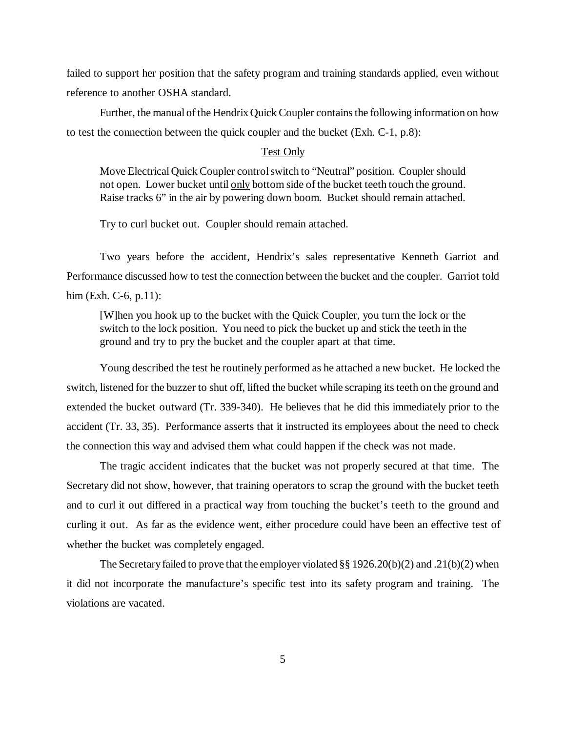failed to support her position that the safety program and training standards applied, even without reference to another OSHA standard.

Further, the manual of the Hendrix Quick Coupler contains the following information on how to test the connection between the quick coupler and the bucket (Exh. C-1, p.8):

> Test Only
>
> Move Electrical Quick Coupler control switch to "Neutral" position. Coupler should not open. Lower bucket until only bottom side of the bucket teeth touch the ground. Raise tracks 6" in the air by powering down boom. Bucket should remain attached.
>
> Try to curl bucket out. Coupler should remain attached.

Two years before the accident, Hendrix's sales representative Kenneth Garriot and Performance discussed how to test the connection between the bucket and the coupler. Garriot told him (Exh. C-6, p.11):

> [W]hen you hook up to the bucket with the Quick Coupler, you turn the lock or the switch to the lock position. You need to pick the bucket up and stick the teeth in the ground and try to pry the bucket and the coupler apart at that time.

Young described the test he routinely performed as he attached a new bucket. He locked the switch, listened for the buzzer to shut off, lifted the bucket while scraping its teeth on the ground and extended the bucket outward (Tr. 339-340). He believes that he did this immediately prior to the accident (Tr. 33, 35). Performance asserts that it instructed its employees about the need to check the connection this way and advised them what could happen if the check was not made.

The tragic accident indicates that the bucket was not properly secured at that time. The Secretary did not show, however, that training operators to scrap the ground with the bucket teeth and to curl it out differed in a practical way from touching the bucket's teeth to the ground and curling it out. As far as the evidence went, either procedure could have been an effective test of whether the bucket was completely engaged.

The Secretary failed to prove that the employer violated §§ 1926.20(b)(2) and .21(b)(2) when it did not incorporate the manufacture's specific test into its safety program and training. The violations are vacated.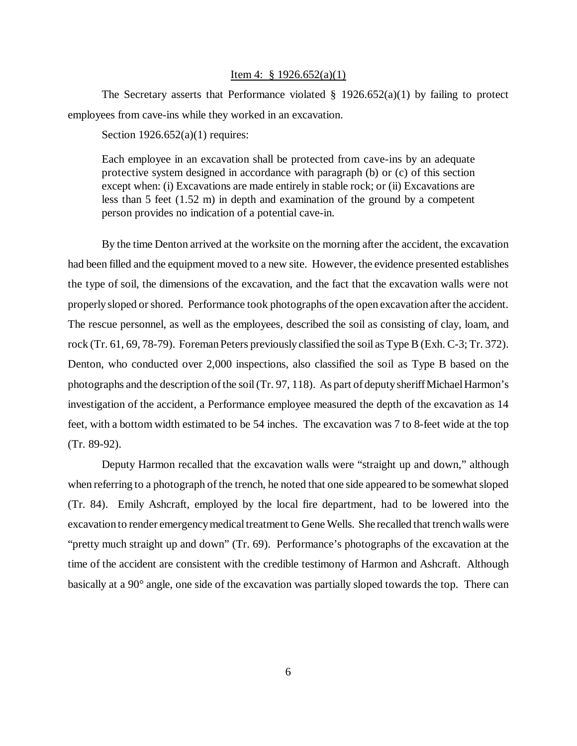Item 4: § 1926.652(a)(1)

The Secretary asserts that Performance violated § 1926.652(a)(1) by failing to protect employees from cave-ins while they worked in an excavation.

Section 1926.652(a)(1) requires:

> Each employee in an excavation shall be protected from cave-ins by an adequate protective system designed in accordance with paragraph (b) or (c) of this section except when: (i) Excavations are made entirely in stable rock; or (ii) Excavations are less than 5 feet (1.52 m) in depth and examination of the ground by a competent person provides no indication of a potential cave-in.

By the time Denton arrived at the worksite on the morning after the accident, the excavation had been filled and the equipment moved to a new site. However, the evidence presented establishes the type of soil, the dimensions of the excavation, and the fact that the excavation walls were not properly sloped or shored. Performance took photographs of the open excavation after the accident. The rescue personnel, as well as the employees, described the soil as consisting of clay, loam, and rock (Tr. 61, 69, 78-79). Foreman Peters previously classified the soil as Type B (Exh. C-3; Tr. 372). Denton, who conducted over 2,000 inspections, also classified the soil as Type B based on the photographs and the description of the soil (Tr. 97, 118). As part of deputy sheriff Michael Harmon's investigation of the accident, a Performance employee measured the depth of the excavation as 14 feet, with a bottom width estimated to be 54 inches. The excavation was 7 to 8-feet wide at the top (Tr. 89-92).

Deputy Harmon recalled that the excavation walls were "straight up and down," although when referring to a photograph of the trench, he noted that one side appeared to be somewhat sloped (Tr. 84). Emily Ashcraft, employed by the local fire department, had to be lowered into the excavation to render emergency medical treatment to Gene Wells. She recalled that trench walls were "pretty much straight up and down" (Tr. 69). Performance's photographs of the excavation at the time of the accident are consistent with the credible testimony of Harmon and Ashcraft. Although basically at a 90° angle, one side of the excavation was partially sloped towards the top. There can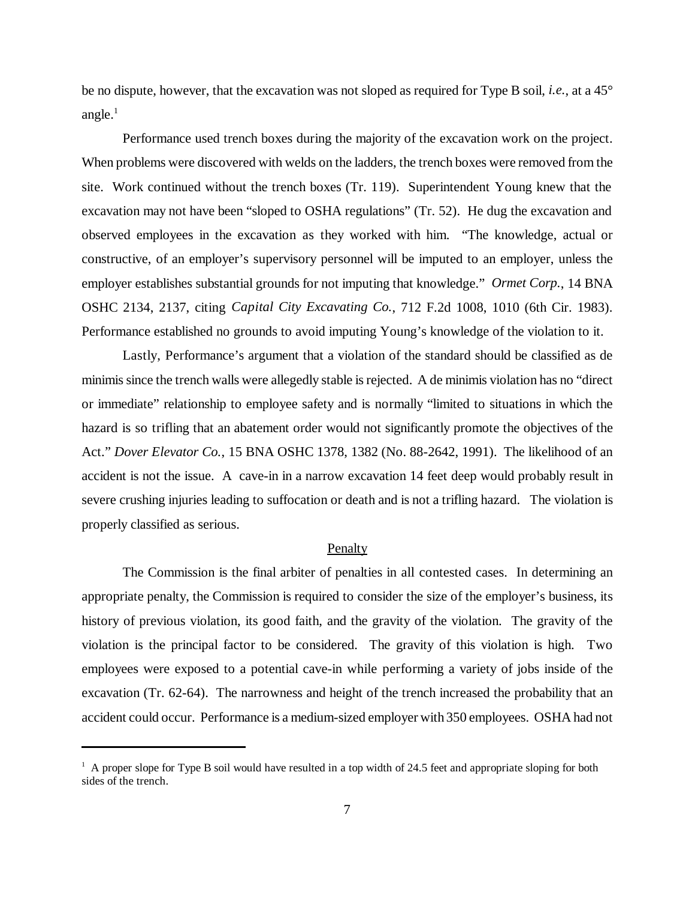be no dispute, however, that the excavation was not sloped as required for Type B soil, *i.e.*, at a 45° angle.[1]

Performance used trench boxes during the majority of the excavation work on the project. When problems were discovered with welds on the ladders, the trench boxes were removed from the site. Work continued without the trench boxes (Tr. 119). Superintendent Young knew that the excavation may not have been "sloped to OSHA regulations" (Tr. 52). He dug the excavation and observed employees in the excavation as they worked with him. "The knowledge, actual or constructive, of an employer's supervisory personnel will be imputed to an employer, unless the employer establishes substantial grounds for not imputing that knowledge." *Ormet Corp.*, 14 BNA OSHC 2134, 2137, citing *Capital City Excavating Co.*, 712 F.2d 1008, 1010 (6th Cir. 1983). Performance established no grounds to avoid imputing Young's knowledge of the violation to it.

Lastly, Performance's argument that a violation of the standard should be classified as de minimis since the trench walls were allegedly stable is rejected. A de minimis violation has no "direct or immediate" relationship to employee safety and is normally "limited to situations in which the hazard is so trifling that an abatement order would not significantly promote the objectives of the Act." *Dover Elevator Co.*, 15 BNA OSHC 1378, 1382 (No. 88-2642, 1991). The likelihood of an accident is not the issue. A cave-in in a narrow excavation 14 feet deep would probably result in severe crushing injuries leading to suffocation or death and is not a trifling hazard. The violation is properly classified as serious.

## Penalty

The Commission is the final arbiter of penalties in all contested cases. In determining an appropriate penalty, the Commission is required to consider the size of the employer's business, its history of previous violation, its good faith, and the gravity of the violation. The gravity of the violation is the principal factor to be considered. The gravity of this violation is high. Two employees were exposed to a potential cave-in while performing a variety of jobs inside of the excavation (Tr. 62-64). The narrowness and height of the trench increased the probability that an accident could occur. Performance is a medium-sized employer with 350 employees. OSHA had not

---

[1] A proper slope for Type B soil would have resulted in a top width of 24.5 feet and appropriate sloping for both sides of the trench.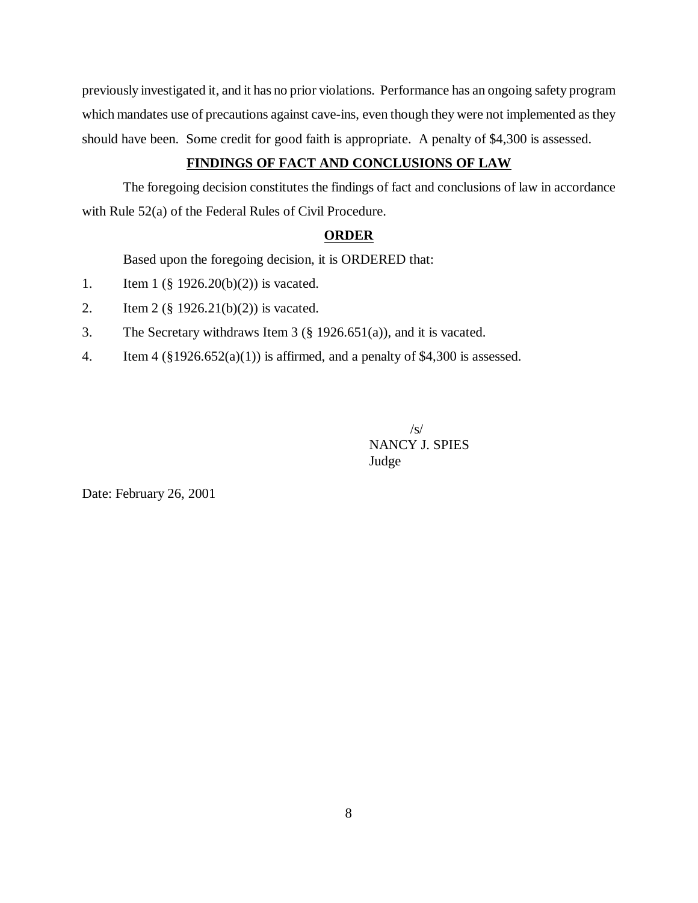previously investigated it, and it has no prior violations. Performance has an ongoing safety program which mandates use of precautions against cave-ins, even though they were not implemented as they should have been. Some credit for good faith is appropriate. A penalty of $4,300 is assessed.

## FINDINGS OF FACT AND CONCLUSIONS OF LAW

The foregoing decision constitutes the findings of fact and conclusions of law in accordance with Rule 52(a) of the Federal Rules of Civil Procedure.

## ORDER

Based upon the foregoing decision, it is ORDERED that:

1. Item 1 (§ 1926.20(b)(2)) is vacated.
2. Item 2 (§ 1926.21(b)(2)) is vacated.
3. The Secretary withdraws Item 3 (§ 1926.651(a)), and it is vacated.
4. Item 4 (§1926.652(a)(1)) is affirmed, and a penalty of $4,300 is assessed.

/s/
NANCY J. SPIES
Judge

Date: February 26, 2001